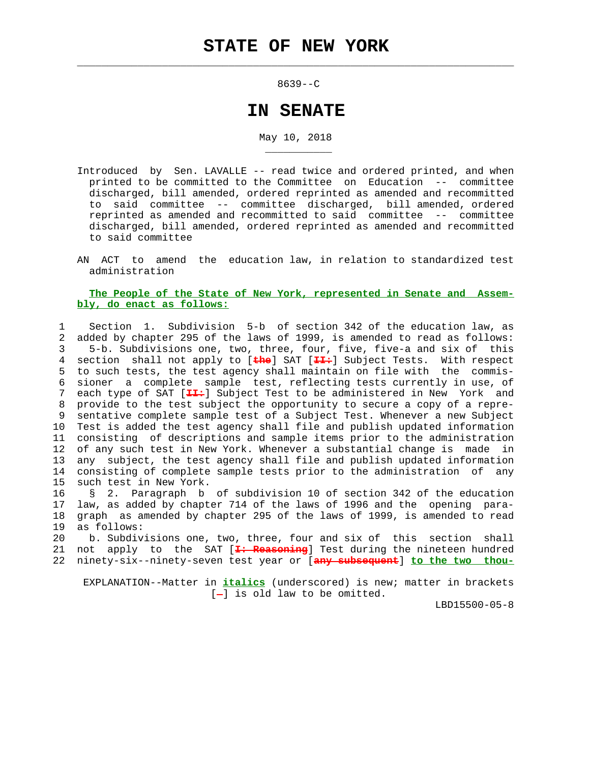# STATE OF NEW YORK

8639--C

# IN SENATE

May 10, 2018

Introduced by Sen. LAVALLE -- read twice and ordered printed, and when printed to be committed to the Committee on Education -- committee discharged, bill amended, ordered reprinted as amended and recommitted to said committee -- committee discharged, bill amended, ordered reprinted as amended and recommitted to said committee -- committee discharged, bill amended, ordered reprinted as amended and recommitted to said committee

AN ACT to amend the education law, in relation to standardized test administration

**The People of the State of New York, represented in Senate and Assembly, do enact as follows:**

1 Section 1. Subdivision 5-b of section 342 of the education law, as
2 added by chapter 295 of the laws of 1999, is amended to read as follows:
3 5-b. Subdivisions one, two, three, four, five, five-a and six of this
4 section shall not apply to [~~the~~] SAT [~~II:~~] Subject Tests. With respect
5 to such tests, the test agency shall maintain on file with the commis-
6 sioner a complete sample test, reflecting tests currently in use, of
7 each type of SAT [~~II:~~] Subject Test to be administered in New York and
8 provide to the test subject the opportunity to secure a copy of a repre-
9 sentative complete sample test of a Subject Test. Whenever a new Subject
10 Test is added the test agency shall file and publish updated information
11 consisting of descriptions and sample items prior to the administration
12 of any such test in New York. Whenever a substantial change is made in
13 any subject, the test agency shall file and publish updated information
14 consisting of complete sample tests prior to the administration of any
15 such test in New York.
16 § 2. Paragraph b of subdivision 10 of section 342 of the education
17 law, as added by chapter 714 of the laws of 1996 and the opening para-
18 graph as amended by chapter 295 of the laws of 1999, is amended to read
19 as follows:
20 b. Subdivisions one, two, three, four and six of this section shall
21 not apply to the SAT [~~I: Reasoning~~] Test during the nineteen hundred
22 ninety-six--ninety-seven test year or [~~any subsequent~~] ***to the two thou-***

EXPLANATION--Matter in ***italics*** (underscored) is new; matter in brackets [~~-~~] is old law to be omitted.

LBD15500-05-8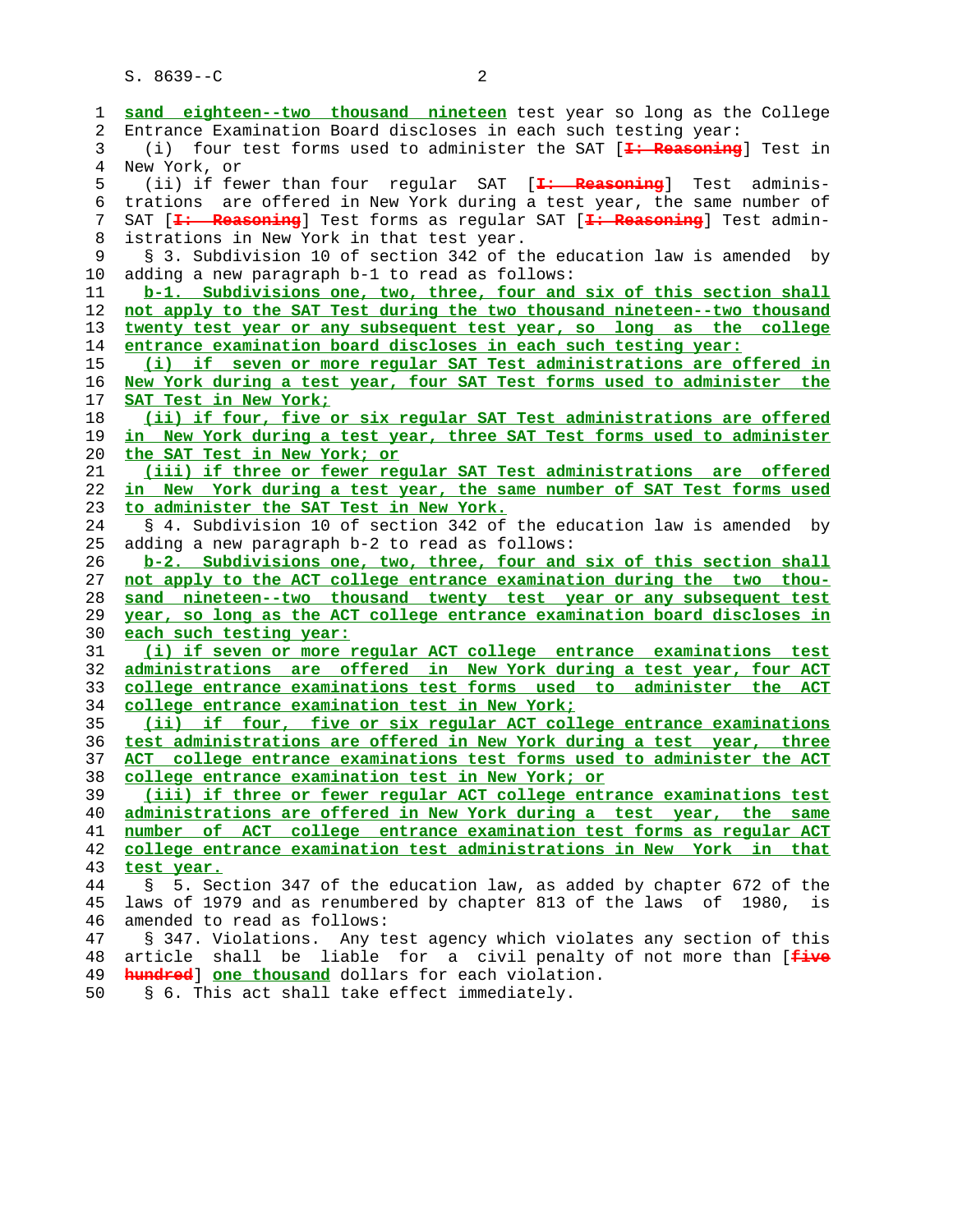sand eighteen--two thousand nineteen test year so long as the College Entrance Examination Board discloses in each such testing year:

(i) four test forms used to administer the SAT [~~I: Reasoning~~] Test in New York, or

(ii) if fewer than four regular SAT [~~I: Reasoning~~] Test administrations are offered in New York during a test year, the same number of SAT [~~I: Reasoning~~] Test forms as regular SAT [~~I: Reasoning~~] Test administrations in New York in that test year.

§ 3. Subdivision 10 of section 342 of the education law is amended by adding a new paragraph b-1 to read as follows:

b-1. Subdivisions one, two, three, four and six of this section shall not apply to the SAT Test during the two thousand nineteen--two thousand twenty test year or any subsequent test year, so long as the college entrance examination board discloses in each such testing year:

(i) if seven or more regular SAT Test administrations are offered in New York during a test year, four SAT Test forms used to administer the SAT Test in New York;

(ii) if four, five or six regular SAT Test administrations are offered in New York during a test year, three SAT Test forms used to administer the SAT Test in New York; or

(iii) if three or fewer regular SAT Test administrations are offered in New York during a test year, the same number of SAT Test forms used to administer the SAT Test in New York.

§ 4. Subdivision 10 of section 342 of the education law is amended by adding a new paragraph b-2 to read as follows:

b-2. Subdivisions one, two, three, four and six of this section shall not apply to the ACT college entrance examination during the two thousand nineteen--two thousand twenty test year or any subsequent test year, so long as the ACT college entrance examination board discloses in each such testing year:

(i) if seven or more regular ACT college entrance examinations test administrations are offered in New York during a test year, four ACT college entrance examinations test forms used to administer the ACT college entrance examination test in New York;

(ii) if four, five or six regular ACT college entrance examinations test administrations are offered in New York during a test year, three ACT college entrance examinations test forms used to administer the ACT college entrance examination test in New York; or

(iii) if three or fewer regular ACT college entrance examinations test administrations are offered in New York during a test year, the same number of ACT college entrance examination test forms as regular ACT college entrance examination test administrations in New York in that test year.

§ 5. Section 347 of the education law, as added by chapter 672 of the laws of 1979 and as renumbered by chapter 813 of the laws of 1980, is amended to read as follows:

§ 347. Violations. Any test agency which violates any section of this article shall be liable for a civil penalty of not more than [~~five hundred~~] one thousand dollars for each violation.

§ 6. This act shall take effect immediately.